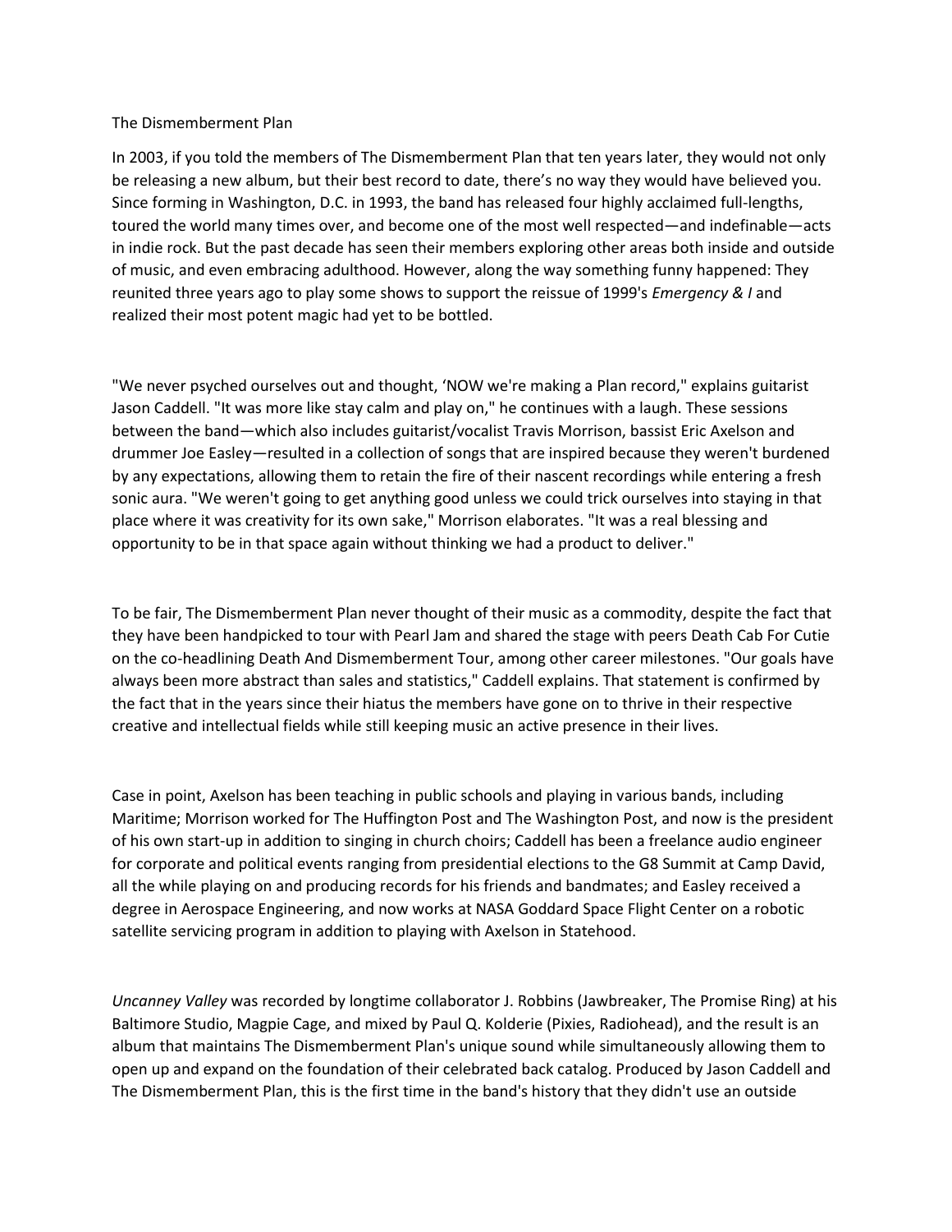The Dismemberment Plan

In 2003, if you told the members of The Dismemberment Plan that ten years later, they would not only be releasing a new album, but their best record to date, there's no way they would have believed you. Since forming in Washington, D.C. in 1993, the band has released four highly acclaimed full-lengths, toured the world many times over, and become one of the most well respected—and indefinable—acts in indie rock. But the past decade has seen their members exploring other areas both inside and outside of music, and even embracing adulthood. However, along the way something funny happened: They reunited three years ago to play some shows to support the reissue of 1999's *Emergency & I* and realized their most potent magic had yet to be bottled.

"We never psyched ourselves out and thought, 'NOW we're making a Plan record," explains guitarist Jason Caddell. "It was more like stay calm and play on," he continues with a laugh. These sessions between the band—which also includes guitarist/vocalist Travis Morrison, bassist Eric Axelson and drummer Joe Easley—resulted in a collection of songs that are inspired because they weren't burdened by any expectations, allowing them to retain the fire of their nascent recordings while entering a fresh sonic aura. "We weren't going to get anything good unless we could trick ourselves into staying in that place where it was creativity for its own sake," Morrison elaborates. "It was a real blessing and opportunity to be in that space again without thinking we had a product to deliver."

To be fair, The Dismemberment Plan never thought of their music as a commodity, despite the fact that they have been handpicked to tour with Pearl Jam and shared the stage with peers Death Cab For Cutie on the co-headlining Death And Dismemberment Tour, among other career milestones. "Our goals have always been more abstract than sales and statistics," Caddell explains. That statement is confirmed by the fact that in the years since their hiatus the members have gone on to thrive in their respective creative and intellectual fields while still keeping music an active presence in their lives.

Case in point, Axelson has been teaching in public schools and playing in various bands, including Maritime; Morrison worked for The Huffington Post and The Washington Post, and now is the president of his own start-up in addition to singing in church choirs; Caddell has been a freelance audio engineer for corporate and political events ranging from presidential elections to the G8 Summit at Camp David, all the while playing on and producing records for his friends and bandmates; and Easley received a degree in Aerospace Engineering, and now works at NASA Goddard Space Flight Center on a robotic satellite servicing program in addition to playing with Axelson in Statehood.

*Uncanney Valley* was recorded by longtime collaborator J. Robbins (Jawbreaker, The Promise Ring) at his Baltimore Studio, Magpie Cage, and mixed by Paul Q. Kolderie (Pixies, Radiohead), and the result is an album that maintains The Dismemberment Plan's unique sound while simultaneously allowing them to open up and expand on the foundation of their celebrated back catalog. Produced by Jason Caddell and The Dismemberment Plan, this is the first time in the band's history that they didn't use an outside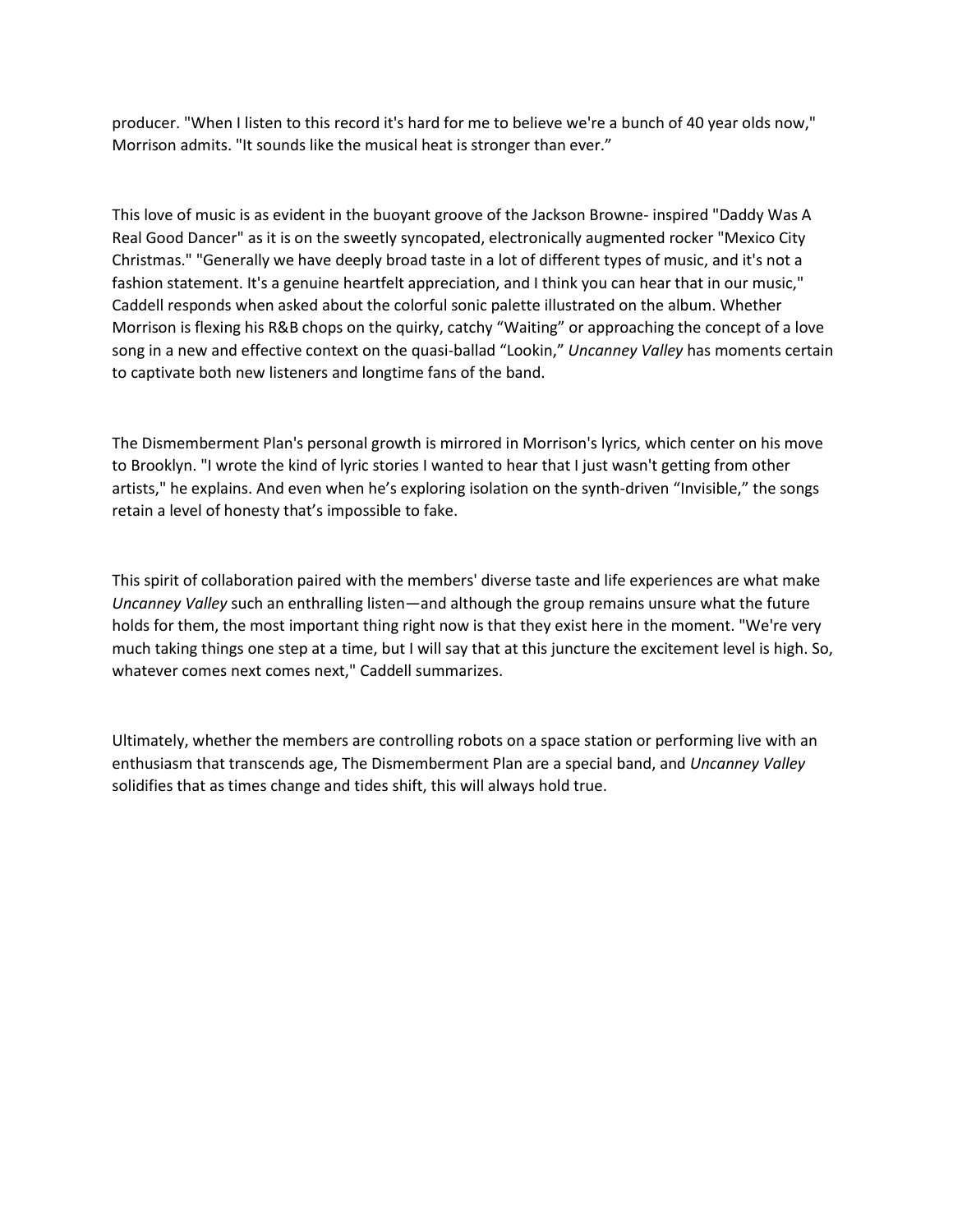producer. "When I listen to this record it's hard for me to believe we're a bunch of 40 year olds now," Morrison admits. "It sounds like the musical heat is stronger than ever."

This love of music is as evident in the buoyant groove of the Jackson Browne- inspired "Daddy Was A Real Good Dancer" as it is on the sweetly syncopated, electronically augmented rocker "Mexico City Christmas." "Generally we have deeply broad taste in a lot of different types of music, and it's not a fashion statement. It's a genuine heartfelt appreciation, and I think you can hear that in our music," Caddell responds when asked about the colorful sonic palette illustrated on the album. Whether Morrison is flexing his R&B chops on the quirky, catchy "Waiting" or approaching the concept of a love song in a new and effective context on the quasi-ballad "Lookin," *Uncanney Valley* has moments certain to captivate both new listeners and longtime fans of the band.

The Dismemberment Plan's personal growth is mirrored in Morrison's lyrics, which center on his move to Brooklyn. "I wrote the kind of lyric stories I wanted to hear that I just wasn't getting from other artists," he explains. And even when he's exploring isolation on the synth-driven "Invisible," the songs retain a level of honesty that's impossible to fake.

This spirit of collaboration paired with the members' diverse taste and life experiences are what make *Uncanney Valley* such an enthralling listen—and although the group remains unsure what the future holds for them, the most important thing right now is that they exist here in the moment. "We're very much taking things one step at a time, but I will say that at this juncture the excitement level is high. So, whatever comes next comes next," Caddell summarizes.

Ultimately, whether the members are controlling robots on a space station or performing live with an enthusiasm that transcends age, The Dismemberment Plan are a special band, and *Uncanney Valley* solidifies that as times change and tides shift, this will always hold true.